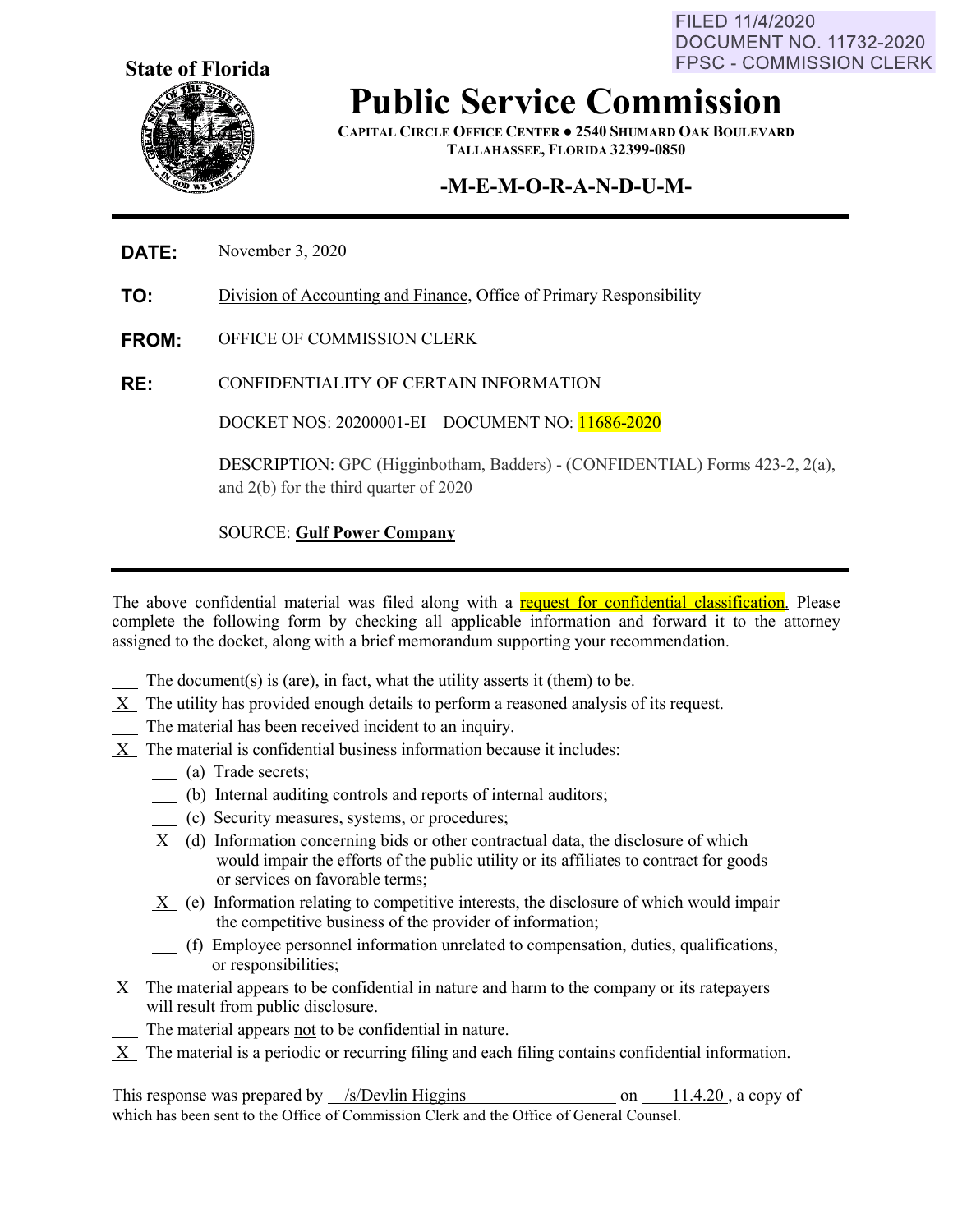FILED 11/4/2020
DOCUMENT NO. 11732-2020
FPSC - COMMISSION CLERK

**State of Florida**

# Public Service Commission

**CAPITAL CIRCLE OFFICE CENTER ● 2540 SHUMARD OAK BOULEVARD**
**TALLAHASSEE, FLORIDA 32399-0850**

## -M-E-M-O-R-A-N-D-U-M-

---

**DATE:** November 3, 2020

**TO:** Division of Accounting and Finance, Office of Primary Responsibility

**FROM:** OFFICE OF COMMISSION CLERK

**RE:** CONFIDENTIALITY OF CERTAIN INFORMATION

DOCKET NOS: 20200001-EI    DOCUMENT NO: 11686-2020

DESCRIPTION: GPC (Higginbotham, Badders) - (CONFIDENTIAL) Forms 423-2, 2(a), and 2(b) for the third quarter of 2020

SOURCE: **Gulf Power Company**

---

The above confidential material was filed along with a request for confidential classification. Please complete the following form by checking all applicable information and forward it to the attorney assigned to the docket, along with a brief memorandum supporting your recommendation.

\_\_\_ The document(s) is (are), in fact, what the utility asserts it (them) to be.
\_X\_ The utility has provided enough details to perform a reasoned analysis of its request.
\_\_\_ The material has been received incident to an inquiry.
\_X\_ The material is confidential business information because it includes:
- \_\_\_ (a) Trade secrets;
- \_\_\_ (b) Internal auditing controls and reports of internal auditors;
- \_\_\_ (c) Security measures, systems, or procedures;
- \_X\_ (d) Information concerning bids or other contractual data, the disclosure of which would impair the efforts of the public utility or its affiliates to contract for goods or services on favorable terms;
- \_X\_ (e) Information relating to competitive interests, the disclosure of which would impair the competitive business of the provider of information;
- \_\_\_ (f) Employee personnel information unrelated to compensation, duties, qualifications, or responsibilities;

\_X\_ The material appears to be confidential in nature and harm to the company or its ratepayers will result from public disclosure.
\_\_\_ The material appears not to be confidential in nature.
\_X\_ The material is a periodic or recurring filing and each filing contains confidential information.

This response was prepared by /s/Devlin Higgins on 11.4.20, a copy of which has been sent to the Office of Commission Clerk and the Office of General Counsel.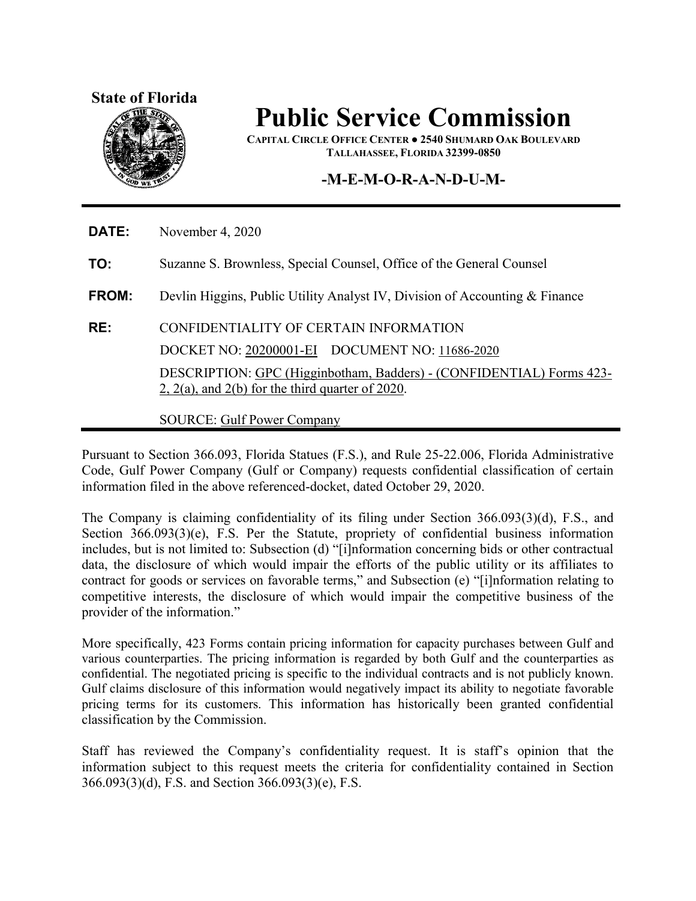**State of Florida**

# Public Service Commission

**CAPITAL CIRCLE OFFICE CENTER ● 2540 SHUMARD OAK BOULEVARD**
**TALLAHASSEE, FLORIDA 32399-0850**

## -M-E-M-O-R-A-N-D-U-M-

**DATE:** November 4, 2020

**TO:** Suzanne S. Brownless, Special Counsel, Office of the General Counsel

**FROM:** Devlin Higgins, Public Utility Analyst IV, Division of Accounting & Finance

**RE:** CONFIDENTIALITY OF CERTAIN INFORMATION
DOCKET NO: 20200001-EI DOCUMENT NO: 11686-2020
DESCRIPTION: GPC (Higginbotham, Badders) - (CONFIDENTIAL) Forms 423-2, 2(a), and 2(b) for the third quarter of 2020.

SOURCE: Gulf Power Company

---

Pursuant to Section 366.093, Florida Statues (F.S.), and Rule 25-22.006, Florida Administrative Code, Gulf Power Company (Gulf or Company) requests confidential classification of certain information filed in the above referenced-docket, dated October 29, 2020.

The Company is claiming confidentiality of its filing under Section 366.093(3)(d), F.S., and Section 366.093(3)(e), F.S. Per the Statute, propriety of confidential business information includes, but is not limited to: Subsection (d) "[i]nformation concerning bids or other contractual data, the disclosure of which would impair the efforts of the public utility or its affiliates to contract for goods or services on favorable terms," and Subsection (e) "[i]nformation relating to competitive interests, the disclosure of which would impair the competitive business of the provider of the information."

More specifically, 423 Forms contain pricing information for capacity purchases between Gulf and various counterparties. The pricing information is regarded by both Gulf and the counterparties as confidential. The negotiated pricing is specific to the individual contracts and is not publicly known. Gulf claims disclosure of this information would negatively impact its ability to negotiate favorable pricing terms for its customers. This information has historically been granted confidential classification by the Commission.

Staff has reviewed the Company's confidentiality request. It is staff's opinion that the information subject to this request meets the criteria for confidentiality contained in Section 366.093(3)(d), F.S. and Section 366.093(3)(e), F.S.